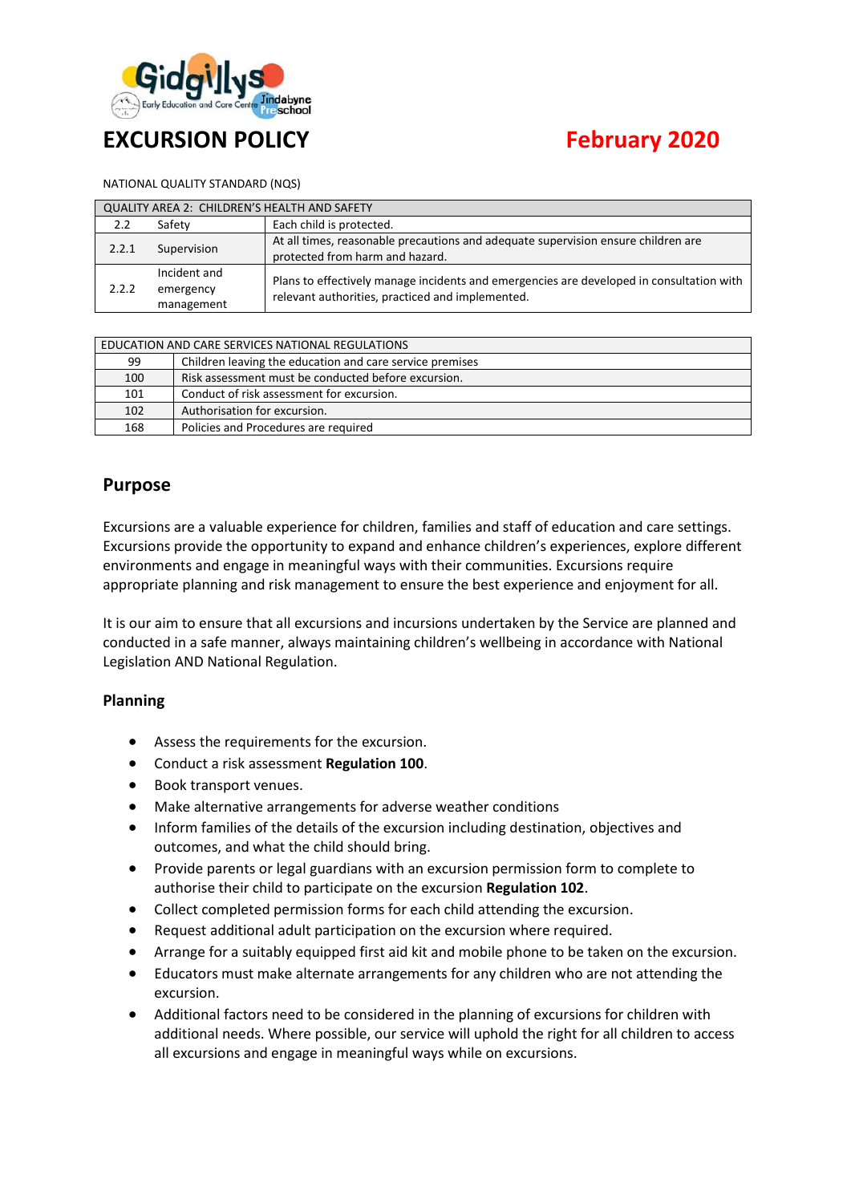# EXCURSION POLICY

**February 2020**

NATIONAL QUALITY STANDARD (NQS)

| QUALITY AREA 2: CHILDREN'S HEALTH AND SAFETY | | |
|---|---|---|
| 2.2 | Safety | Each child is protected. |
| 2.2.1 | Supervision | At all times, reasonable precautions and adequate supervision ensure children are protected from harm and hazard. |
| 2.2.2 | Incident and emergency management | Plans to effectively manage incidents and emergencies are developed in consultation with relevant authorities, practiced and implemented. |

| EDUCATION AND CARE SERVICES NATIONAL REGULATIONS | |
|---|---|
| 99 | Children leaving the education and care service premises |
| 100 | Risk assessment must be conducted before excursion. |
| 101 | Conduct of risk assessment for excursion. |
| 102 | Authorisation for excursion. |
| 168 | Policies and Procedures are required |

## Purpose

Excursions are a valuable experience for children, families and staff of education and care settings. Excursions provide the opportunity to expand and enhance children's experiences, explore different environments and engage in meaningful ways with their communities. Excursions require appropriate planning and risk management to ensure the best experience and enjoyment for all.

It is our aim to ensure that all excursions and incursions undertaken by the Service are planned and conducted in a safe manner, always maintaining children's wellbeing in accordance with National Legislation AND National Regulation.

### Planning

- Assess the requirements for the excursion.
- Conduct a risk assessment **Regulation 100**.
- Book transport venues.
- Make alternative arrangements for adverse weather conditions
- Inform families of the details of the excursion including destination, objectives and outcomes, and what the child should bring.
- Provide parents or legal guardians with an excursion permission form to complete to authorise their child to participate on the excursion **Regulation 102**.
- Collect completed permission forms for each child attending the excursion.
- Request additional adult participation on the excursion where required.
- Arrange for a suitably equipped first aid kit and mobile phone to be taken on the excursion.
- Educators must make alternate arrangements for any children who are not attending the excursion.
- Additional factors need to be considered in the planning of excursions for children with additional needs. Where possible, our service will uphold the right for all children to access all excursions and engage in meaningful ways while on excursions.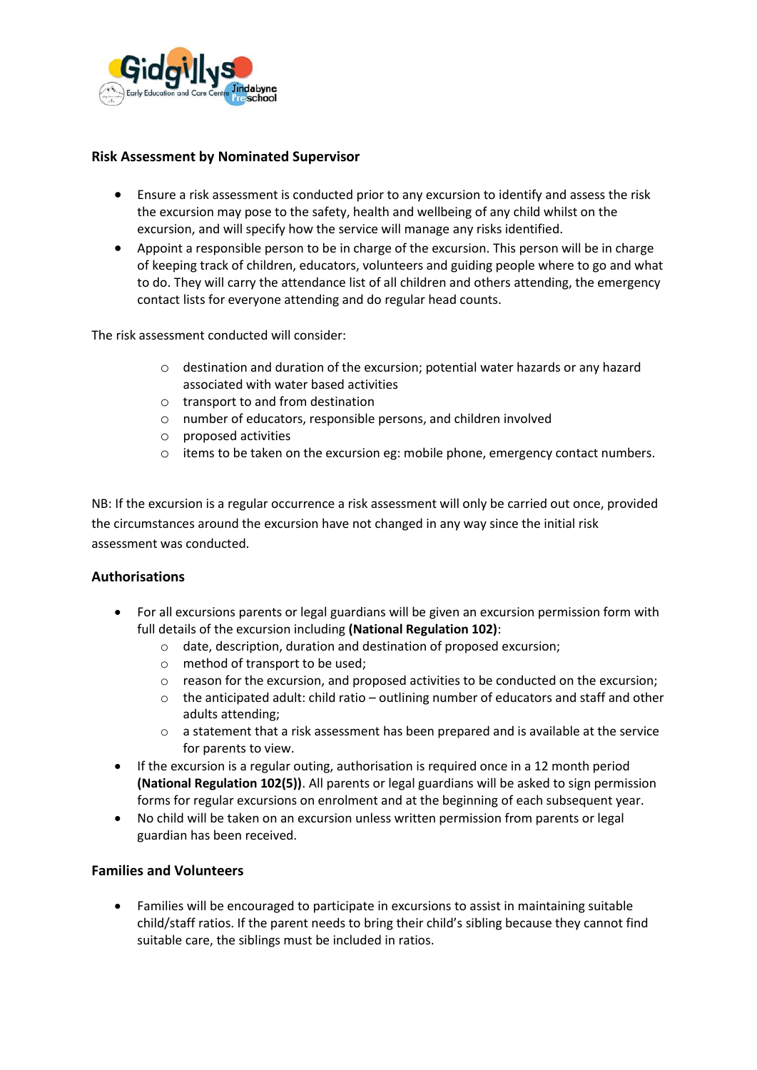### Risk Assessment by Nominated Supervisor

- Ensure a risk assessment is conducted prior to any excursion to identify and assess the risk the excursion may pose to the safety, health and wellbeing of any child whilst on the excursion, and will specify how the service will manage any risks identified.
- Appoint a responsible person to be in charge of the excursion. This person will be in charge of keeping track of children, educators, volunteers and guiding people where to go and what to do. They will carry the attendance list of all children and others attending, the emergency contact lists for everyone attending and do regular head counts.

The risk assessment conducted will consider:

- destination and duration of the excursion; potential water hazards or any hazard associated with water based activities
- transport to and from destination
- number of educators, responsible persons, and children involved
- proposed activities
- items to be taken on the excursion eg: mobile phone, emergency contact numbers.

NB: If the excursion is a regular occurrence a risk assessment will only be carried out once, provided the circumstances around the excursion have not changed in any way since the initial risk assessment was conducted.

### Authorisations

- For all excursions parents or legal guardians will be given an excursion permission form with full details of the excursion including **(National Regulation 102)**:
  - date, description, duration and destination of proposed excursion;
  - method of transport to be used;
  - reason for the excursion, and proposed activities to be conducted on the excursion;
  - the anticipated adult: child ratio – outlining number of educators and staff and other adults attending;
  - a statement that a risk assessment has been prepared and is available at the service for parents to view.
- If the excursion is a regular outing, authorisation is required once in a 12 month period **(National Regulation 102(5))**. All parents or legal guardians will be asked to sign permission forms for regular excursions on enrolment and at the beginning of each subsequent year.
- No child will be taken on an excursion unless written permission from parents or legal guardian has been received.

### Families and Volunteers

- Families will be encouraged to participate in excursions to assist in maintaining suitable child/staff ratios. If the parent needs to bring their child's sibling because they cannot find suitable care, the siblings must be included in ratios.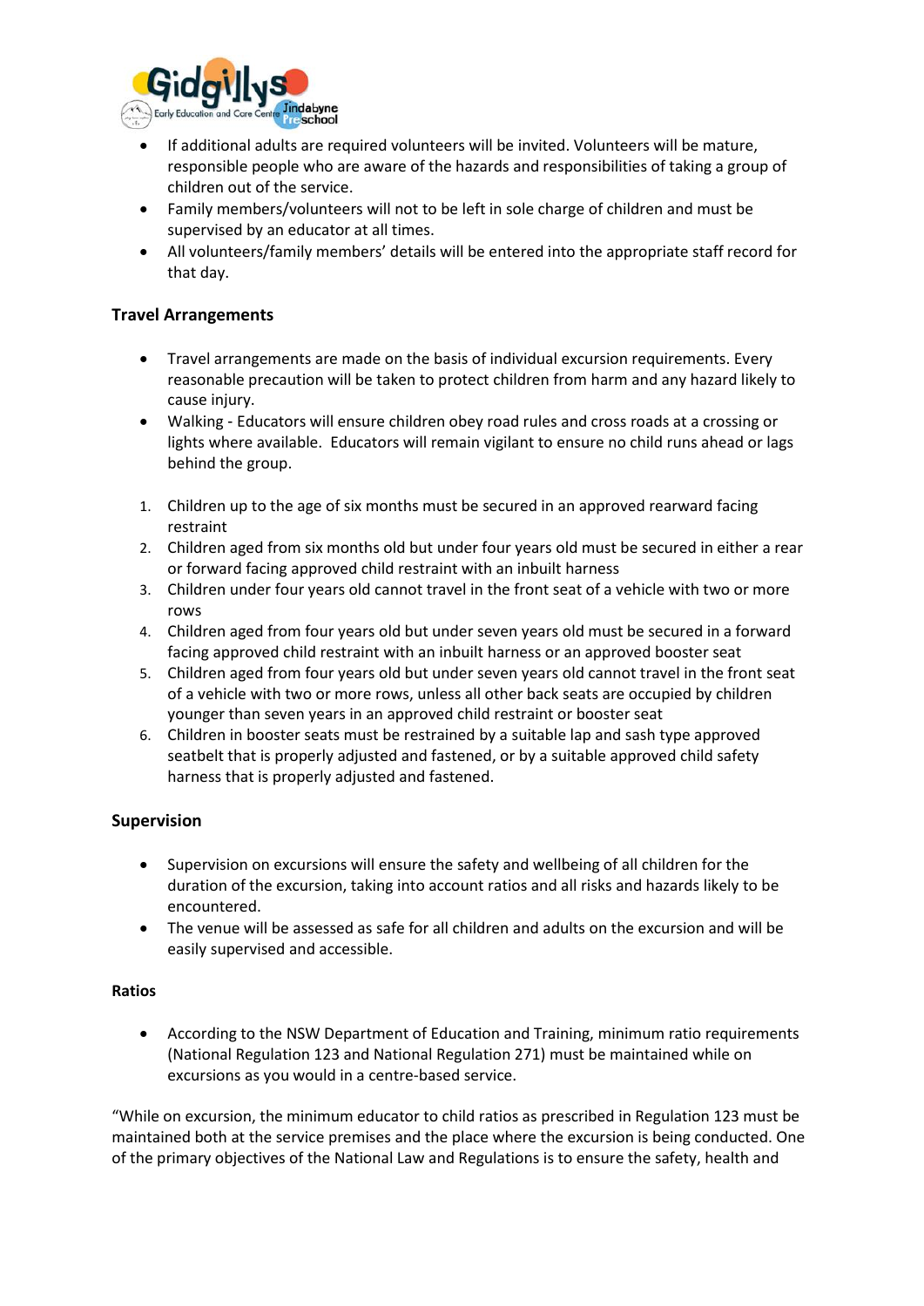- If additional adults are required volunteers will be invited. Volunteers will be mature, responsible people who are aware of the hazards and responsibilities of taking a group of children out of the service.
- Family members/volunteers will not to be left in sole charge of children and must be supervised by an educator at all times.
- All volunteers/family members' details will be entered into the appropriate staff record for that day.

**Travel Arrangements**

- Travel arrangements are made on the basis of individual excursion requirements. Every reasonable precaution will be taken to protect children from harm and any hazard likely to cause injury.
- Walking - Educators will ensure children obey road rules and cross roads at a crossing or lights where available. Educators will remain vigilant to ensure no child runs ahead or lags behind the group.

1. Children up to the age of six months must be secured in an approved rearward facing restraint
2. Children aged from six months old but under four years old must be secured in either a rear or forward facing approved child restraint with an inbuilt harness
3. Children under four years old cannot travel in the front seat of a vehicle with two or more rows
4. Children aged from four years old but under seven years old must be secured in a forward facing approved child restraint with an inbuilt harness or an approved booster seat
5. Children aged from four years old but under seven years old cannot travel in the front seat of a vehicle with two or more rows, unless all other back seats are occupied by children younger than seven years in an approved child restraint or booster seat
6. Children in booster seats must be restrained by a suitable lap and sash type approved seatbelt that is properly adjusted and fastened, or by a suitable approved child safety harness that is properly adjusted and fastened.

**Supervision**

- Supervision on excursions will ensure the safety and wellbeing of all children for the duration of the excursion, taking into account ratios and all risks and hazards likely to be encountered.
- The venue will be assessed as safe for all children and adults on the excursion and will be easily supervised and accessible.

**Ratios**

- According to the NSW Department of Education and Training, minimum ratio requirements (National Regulation 123 and National Regulation 271) must be maintained while on excursions as you would in a centre-based service.

"While on excursion, the minimum educator to child ratios as prescribed in Regulation 123 must be maintained both at the service premises and the place where the excursion is being conducted. One of the primary objectives of the National Law and Regulations is to ensure the safety, health and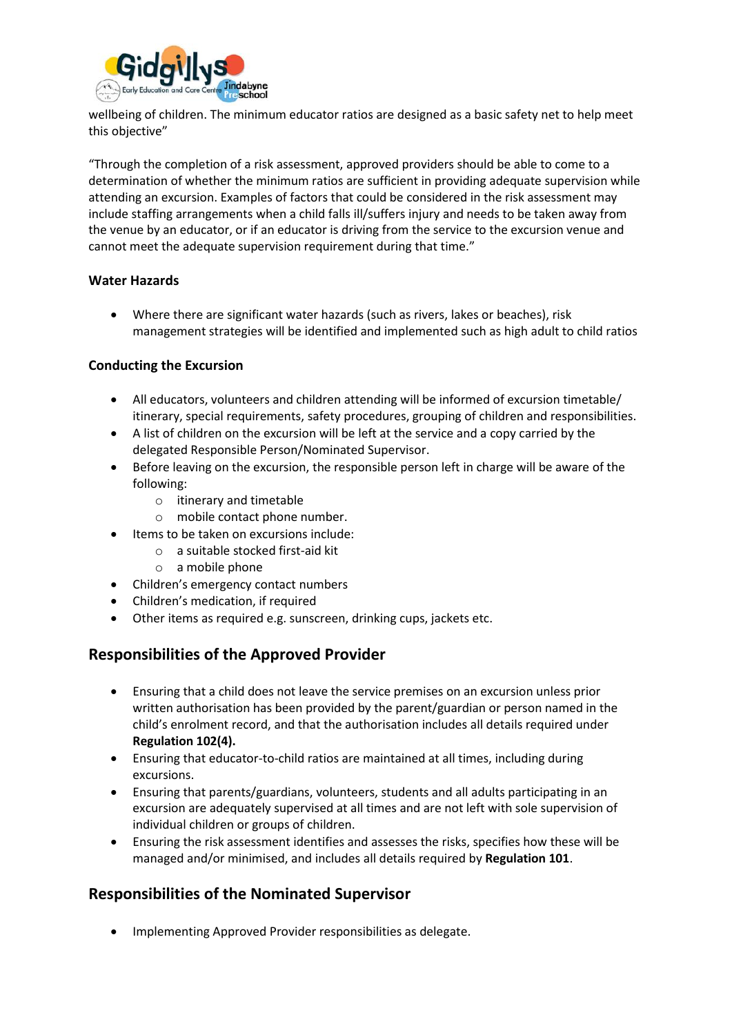wellbeing of children. The minimum educator ratios are designed as a basic safety net to help meet this objective"

"Through the completion of a risk assessment, approved providers should be able to come to a determination of whether the minimum ratios are sufficient in providing adequate supervision while attending an excursion. Examples of factors that could be considered in the risk assessment may include staffing arrangements when a child falls ill/suffers injury and needs to be taken away from the venue by an educator, or if an educator is driving from the service to the excursion venue and cannot meet the adequate supervision requirement during that time."

**Water Hazards**

- Where there are significant water hazards (such as rivers, lakes or beaches), risk management strategies will be identified and implemented such as high adult to child ratios

**Conducting the Excursion**

- All educators, volunteers and children attending will be informed of excursion timetable/ itinerary, special requirements, safety procedures, grouping of children and responsibilities.
- A list of children on the excursion will be left at the service and a copy carried by the delegated Responsible Person/Nominated Supervisor.
- Before leaving on the excursion, the responsible person left in charge will be aware of the following:
  - itinerary and timetable
  - mobile contact phone number.
- Items to be taken on excursions include:
  - a suitable stocked first-aid kit
  - a mobile phone
- Children's emergency contact numbers
- Children's medication, if required
- Other items as required e.g. sunscreen, drinking cups, jackets etc.

## Responsibilities of the Approved Provider

- Ensuring that a child does not leave the service premises on an excursion unless prior written authorisation has been provided by the parent/guardian or person named in the child's enrolment record, and that the authorisation includes all details required under **Regulation 102(4).**
- Ensuring that educator-to-child ratios are maintained at all times, including during excursions.
- Ensuring that parents/guardians, volunteers, students and all adults participating in an excursion are adequately supervised at all times and are not left with sole supervision of individual children or groups of children.
- Ensuring the risk assessment identifies and assesses the risks, specifies how these will be managed and/or minimised, and includes all details required by **Regulation 101**.

## Responsibilities of the Nominated Supervisor

- Implementing Approved Provider responsibilities as delegate.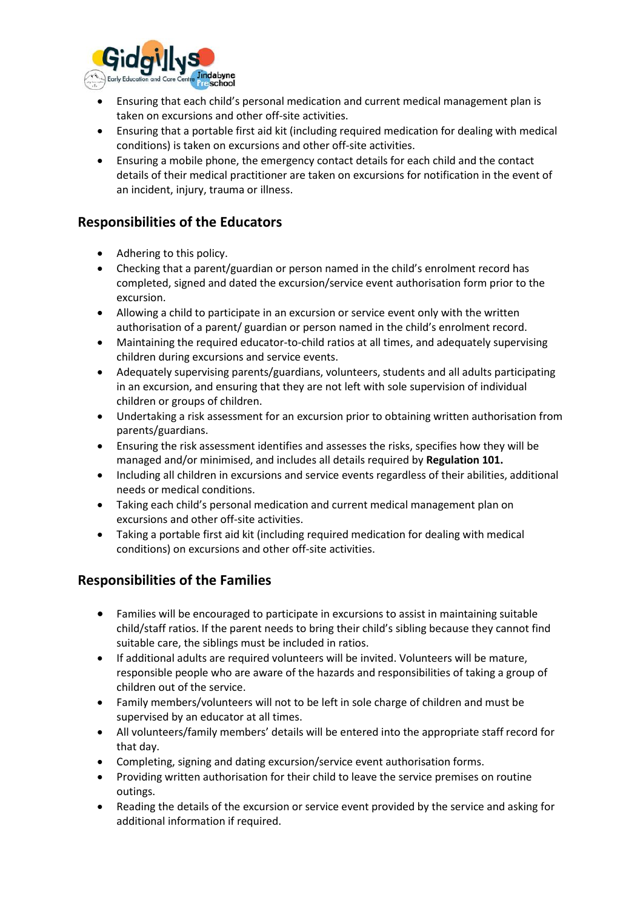- Ensuring that each child's personal medication and current medical management plan is taken on excursions and other off-site activities.
- Ensuring that a portable first aid kit (including required medication for dealing with medical conditions) is taken on excursions and other off-site activities.
- Ensuring a mobile phone, the emergency contact details for each child and the contact details of their medical practitioner are taken on excursions for notification in the event of an incident, injury, trauma or illness.

## Responsibilities of the Educators

- Adhering to this policy.
- Checking that a parent/guardian or person named in the child's enrolment record has completed, signed and dated the excursion/service event authorisation form prior to the excursion.
- Allowing a child to participate in an excursion or service event only with the written authorisation of a parent/ guardian or person named in the child's enrolment record.
- Maintaining the required educator-to-child ratios at all times, and adequately supervising children during excursions and service events.
- Adequately supervising parents/guardians, volunteers, students and all adults participating in an excursion, and ensuring that they are not left with sole supervision of individual children or groups of children.
- Undertaking a risk assessment for an excursion prior to obtaining written authorisation from parents/guardians.
- Ensuring the risk assessment identifies and assesses the risks, specifies how they will be managed and/or minimised, and includes all details required by **Regulation 101.**
- Including all children in excursions and service events regardless of their abilities, additional needs or medical conditions.
- Taking each child's personal medication and current medical management plan on excursions and other off-site activities.
- Taking a portable first aid kit (including required medication for dealing with medical conditions) on excursions and other off-site activities.

## Responsibilities of the Families

- Families will be encouraged to participate in excursions to assist in maintaining suitable child/staff ratios. If the parent needs to bring their child's sibling because they cannot find suitable care, the siblings must be included in ratios.
- If additional adults are required volunteers will be invited. Volunteers will be mature, responsible people who are aware of the hazards and responsibilities of taking a group of children out of the service.
- Family members/volunteers will not to be left in sole charge of children and must be supervised by an educator at all times.
- All volunteers/family members' details will be entered into the appropriate staff record for that day.
- Completing, signing and dating excursion/service event authorisation forms.
- Providing written authorisation for their child to leave the service premises on routine outings.
- Reading the details of the excursion or service event provided by the service and asking for additional information if required.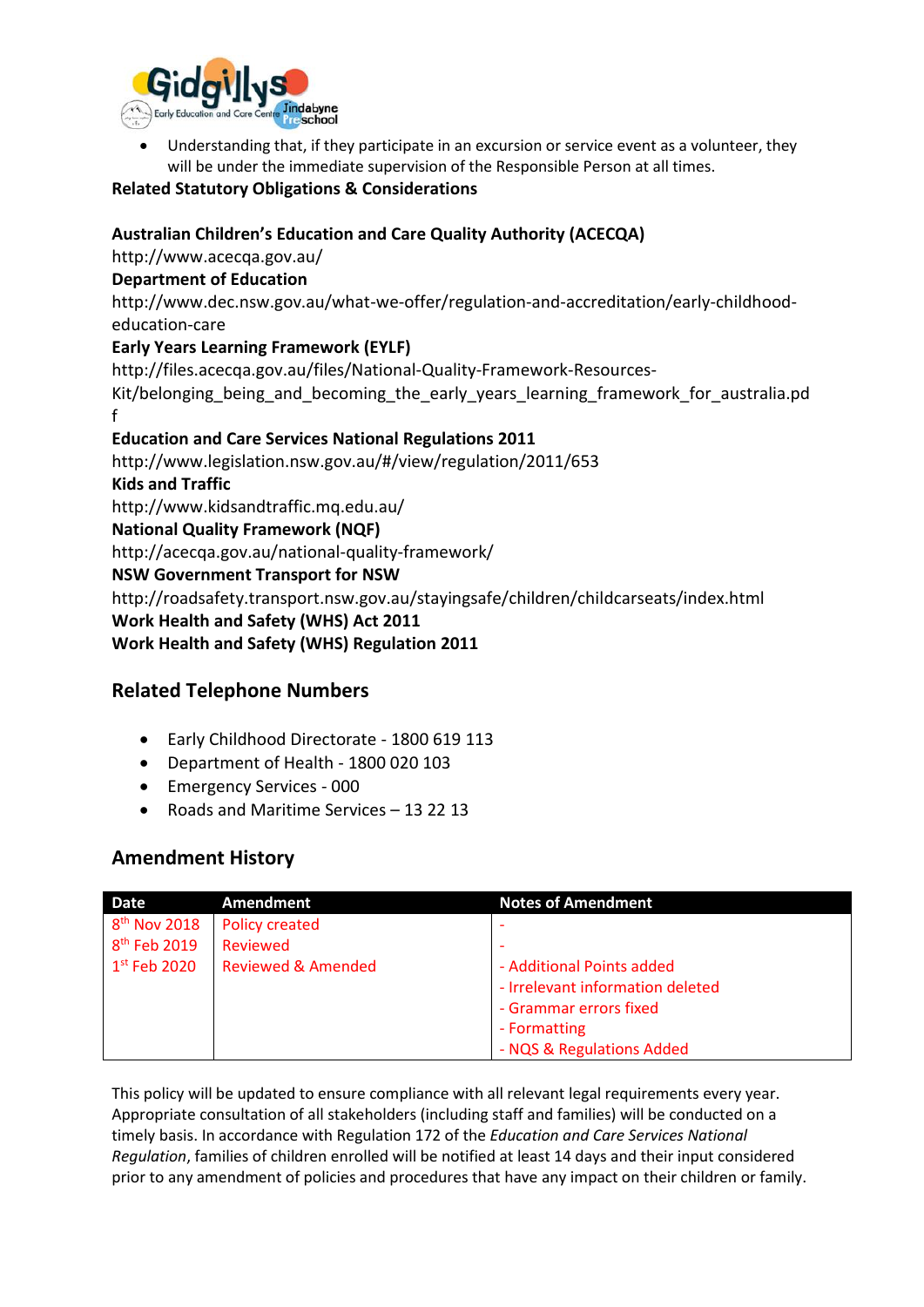- Understanding that, if they participate in an excursion or service event as a volunteer, they will be under the immediate supervision of the Responsible Person at all times.

**Related Statutory Obligations & Considerations**

**Australian Children's Education and Care Quality Authority (ACECQA)**
http://www.acecqa.gov.au/
**Department of Education**
http://www.dec.nsw.gov.au/what-we-offer/regulation-and-accreditation/early-childhood-education-care
**Early Years Learning Framework (EYLF)**
http://files.acecqa.gov.au/files/National-Quality-Framework-Resources-Kit/belonging_being_and_becoming_the_early_years_learning_framework_for_australia.pdf
**Education and Care Services National Regulations 2011**
http://www.legislation.nsw.gov.au/#/view/regulation/2011/653
**Kids and Traffic**
http://www.kidsandtraffic.mq.edu.au/
**National Quality Framework (NQF)**
http://acecqa.gov.au/national-quality-framework/
**NSW Government Transport for NSW**
http://roadsafety.transport.nsw.gov.au/stayingsafe/children/childcarseats/index.html
**Work Health and Safety (WHS) Act 2011**
**Work Health and Safety (WHS) Regulation 2011**

## Related Telephone Numbers

- Early Childhood Directorate - 1800 619 113
- Department of Health - 1800 020 103
- Emergency Services - 000
- Roads and Maritime Services – 13 22 13

## Amendment History

| Date | Amendment | Notes of Amendment |
|---|---|---|
| 8th Nov 2018 | Policy created | - |
| 8th Feb 2019 | Reviewed | - |
| 1st Feb 2020 | Reviewed & Amended | - Additional Points added<br>- Irrelevant information deleted<br>- Grammar errors fixed<br>- Formatting<br>- NQS & Regulations Added |

This policy will be updated to ensure compliance with all relevant legal requirements every year. Appropriate consultation of all stakeholders (including staff and families) will be conducted on a timely basis. In accordance with Regulation 172 of the *Education and Care Services National Regulation*, families of children enrolled will be notified at least 14 days and their input considered prior to any amendment of policies and procedures that have any impact on their children or family.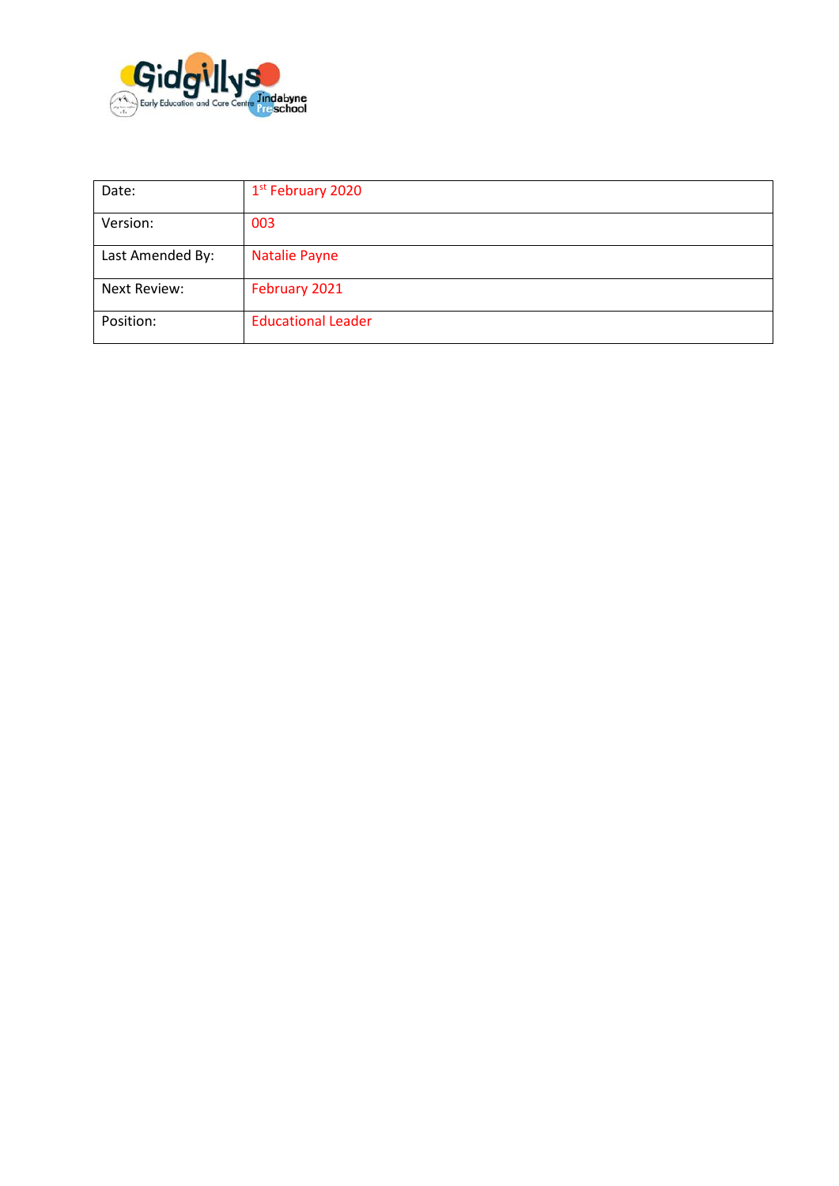| | |
|---|---|
| Date: | 1st February 2020 |
| Version: | 003 |
| Last Amended By: | Natalie Payne |
| Next Review: | February 2021 |
| Position: | Educational Leader |